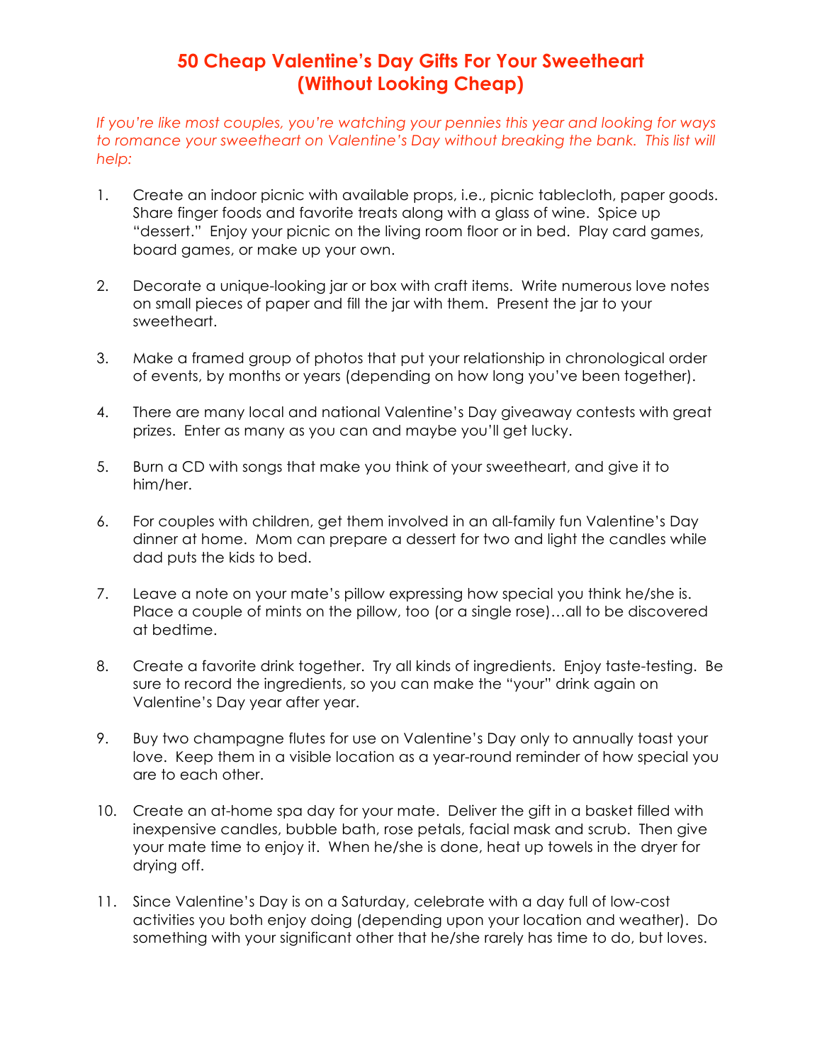# 50 Cheap Valentine's Day Gifts For Your Sweetheart (Without Looking Cheap)

*If you're like most couples, you're watching your pennies this year and looking for ways to romance your sweetheart on Valentine's Day without breaking the bank. This list will help:*

1. Create an indoor picnic with available props, i.e., picnic tablecloth, paper goods. Share finger foods and favorite treats along with a glass of wine. Spice up "dessert." Enjoy your picnic on the living room floor or in bed. Play card games, board games, or make up your own.

2. Decorate a unique-looking jar or box with craft items. Write numerous love notes on small pieces of paper and fill the jar with them. Present the jar to your sweetheart.

3. Make a framed group of photos that put your relationship in chronological order of events, by months or years (depending on how long you've been together).

4. There are many local and national Valentine's Day giveaway contests with great prizes. Enter as many as you can and maybe you'll get lucky.

5. Burn a CD with songs that make you think of your sweetheart, and give it to him/her.

6. For couples with children, get them involved in an all-family fun Valentine's Day dinner at home. Mom can prepare a dessert for two and light the candles while dad puts the kids to bed.

7. Leave a note on your mate's pillow expressing how special you think he/she is. Place a couple of mints on the pillow, too (or a single rose)…all to be discovered at bedtime.

8. Create a favorite drink together. Try all kinds of ingredients. Enjoy taste-testing. Be sure to record the ingredients, so you can make the "your" drink again on Valentine's Day year after year.

9. Buy two champagne flutes for use on Valentine's Day only to annually toast your love. Keep them in a visible location as a year-round reminder of how special you are to each other.

10. Create an at-home spa day for your mate. Deliver the gift in a basket filled with inexpensive candles, bubble bath, rose petals, facial mask and scrub. Then give your mate time to enjoy it. When he/she is done, heat up towels in the dryer for drying off.

11. Since Valentine's Day is on a Saturday, celebrate with a day full of low-cost activities you both enjoy doing (depending upon your location and weather). Do something with your significant other that he/she rarely has time to do, but loves.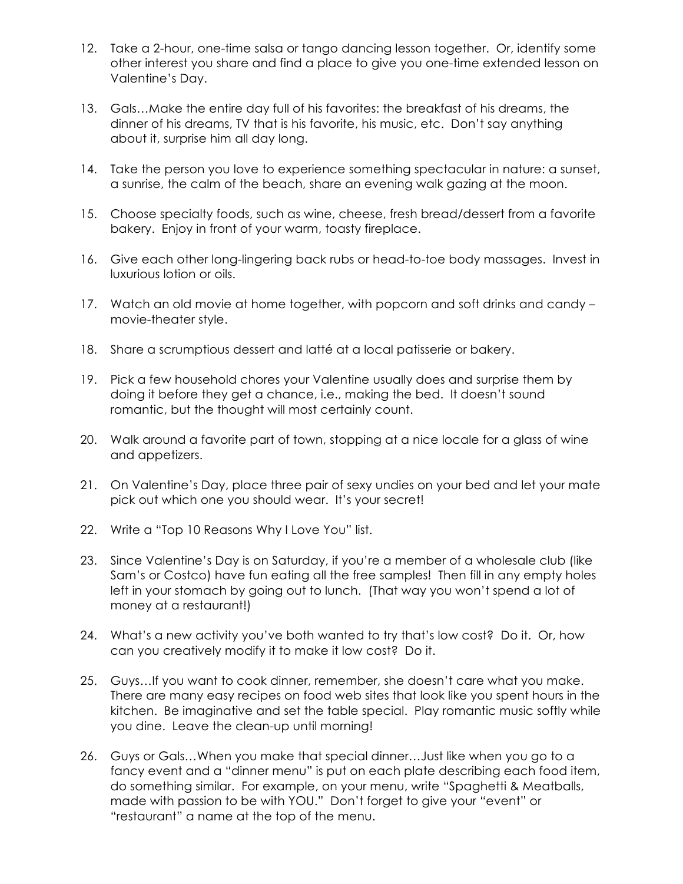12. Take a 2-hour, one-time salsa or tango dancing lesson together. Or, identify some other interest you share and find a place to give you one-time extended lesson on Valentine's Day.

13. Gals…Make the entire day full of his favorites: the breakfast of his dreams, the dinner of his dreams, TV that is his favorite, his music, etc. Don't say anything about it, surprise him all day long.

14. Take the person you love to experience something spectacular in nature: a sunset, a sunrise, the calm of the beach, share an evening walk gazing at the moon.

15. Choose specialty foods, such as wine, cheese, fresh bread/dessert from a favorite bakery. Enjoy in front of your warm, toasty fireplace.

16. Give each other long-lingering back rubs or head-to-toe body massages. Invest in luxurious lotion or oils.

17. Watch an old movie at home together, with popcorn and soft drinks and candy – movie-theater style.

18. Share a scrumptious dessert and latté at a local patisserie or bakery.

19. Pick a few household chores your Valentine usually does and surprise them by doing it before they get a chance, i.e., making the bed. It doesn't sound romantic, but the thought will most certainly count.

20. Walk around a favorite part of town, stopping at a nice locale for a glass of wine and appetizers.

21. On Valentine's Day, place three pair of sexy undies on your bed and let your mate pick out which one you should wear. It's your secret!

22. Write a "Top 10 Reasons Why I Love You" list.

23. Since Valentine's Day is on Saturday, if you're a member of a wholesale club (like Sam's or Costco) have fun eating all the free samples! Then fill in any empty holes left in your stomach by going out to lunch. (That way you won't spend a lot of money at a restaurant!)

24. What's a new activity you've both wanted to try that's low cost? Do it. Or, how can you creatively modify it to make it low cost? Do it.

25. Guys…If you want to cook dinner, remember, she doesn't care what you make. There are many easy recipes on food web sites that look like you spent hours in the kitchen. Be imaginative and set the table special. Play romantic music softly while you dine. Leave the clean-up until morning!

26. Guys or Gals…When you make that special dinner…Just like when you go to a fancy event and a "dinner menu" is put on each plate describing each food item, do something similar. For example, on your menu, write "Spaghetti & Meatballs, made with passion to be with YOU." Don't forget to give your "event" or "restaurant" a name at the top of the menu.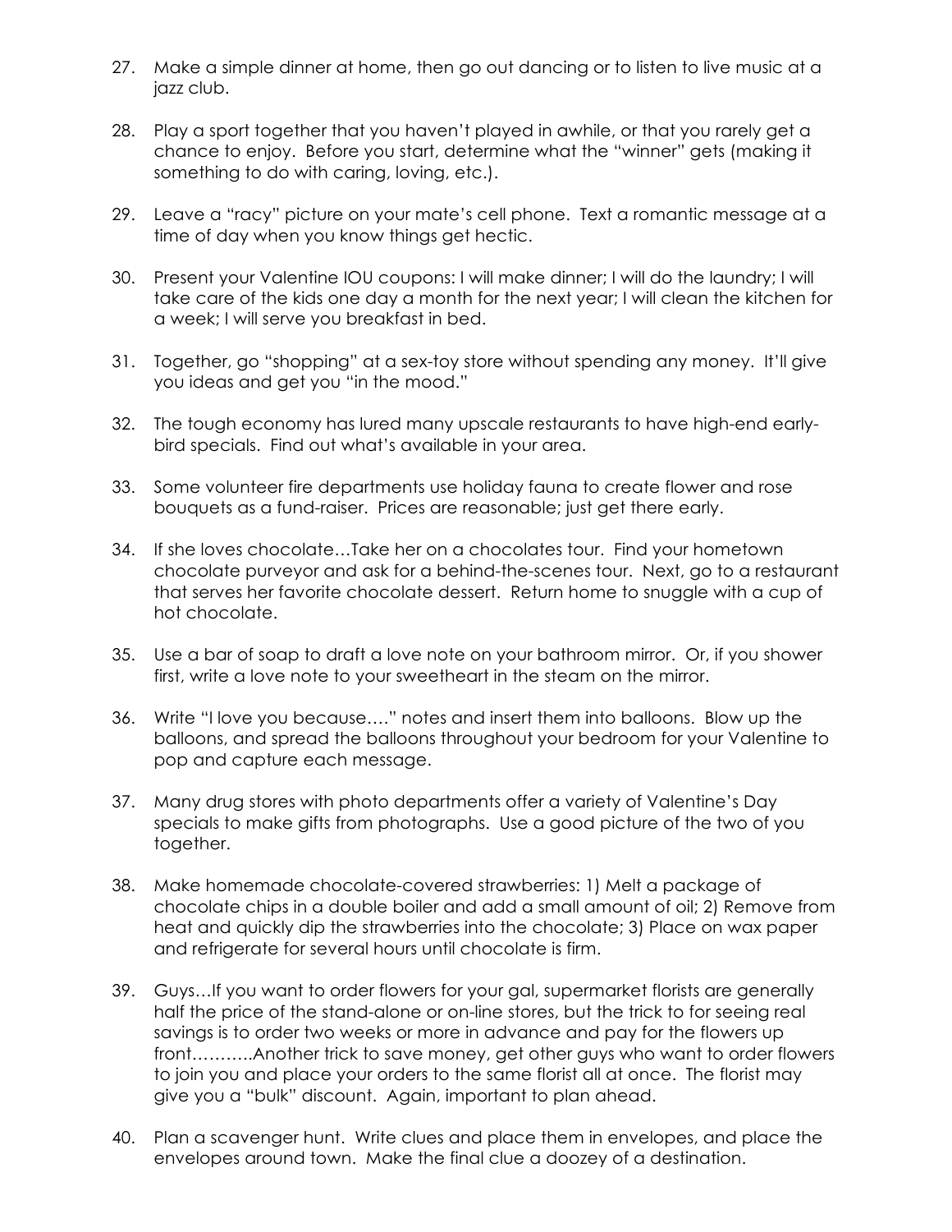27. Make a simple dinner at home, then go out dancing or to listen to live music at a jazz club.

28. Play a sport together that you haven't played in awhile, or that you rarely get a chance to enjoy. Before you start, determine what the "winner" gets (making it something to do with caring, loving, etc.).

29. Leave a "racy" picture on your mate's cell phone. Text a romantic message at a time of day when you know things get hectic.

30. Present your Valentine IOU coupons: I will make dinner; I will do the laundry; I will take care of the kids one day a month for the next year; I will clean the kitchen for a week; I will serve you breakfast in bed.

31. Together, go "shopping" at a sex-toy store without spending any money. It'll give you ideas and get you "in the mood."

32. The tough economy has lured many upscale restaurants to have high-end early-bird specials. Find out what's available in your area.

33. Some volunteer fire departments use holiday fauna to create flower and rose bouquets as a fund-raiser. Prices are reasonable; just get there early.

34. If she loves chocolate…Take her on a chocolates tour. Find your hometown chocolate purveyor and ask for a behind-the-scenes tour. Next, go to a restaurant that serves her favorite chocolate dessert. Return home to snuggle with a cup of hot chocolate.

35. Use a bar of soap to draft a love note on your bathroom mirror. Or, if you shower first, write a love note to your sweetheart in the steam on the mirror.

36. Write "I love you because…." notes and insert them into balloons. Blow up the balloons, and spread the balloons throughout your bedroom for your Valentine to pop and capture each message.

37. Many drug stores with photo departments offer a variety of Valentine's Day specials to make gifts from photographs. Use a good picture of the two of you together.

38. Make homemade chocolate-covered strawberries: 1) Melt a package of chocolate chips in a double boiler and add a small amount of oil; 2) Remove from heat and quickly dip the strawberries into the chocolate; 3) Place on wax paper and refrigerate for several hours until chocolate is firm.

39. Guys…If you want to order flowers for your gal, supermarket florists are generally half the price of the stand-alone or on-line stores, but the trick to for seeing real savings is to order two weeks or more in advance and pay for the flowers up front………..Another trick to save money, get other guys who want to order flowers to join you and place your orders to the same florist all at once. The florist may give you a "bulk" discount. Again, important to plan ahead.

40. Plan a scavenger hunt. Write clues and place them in envelopes, and place the envelopes around town. Make the final clue a doozey of a destination.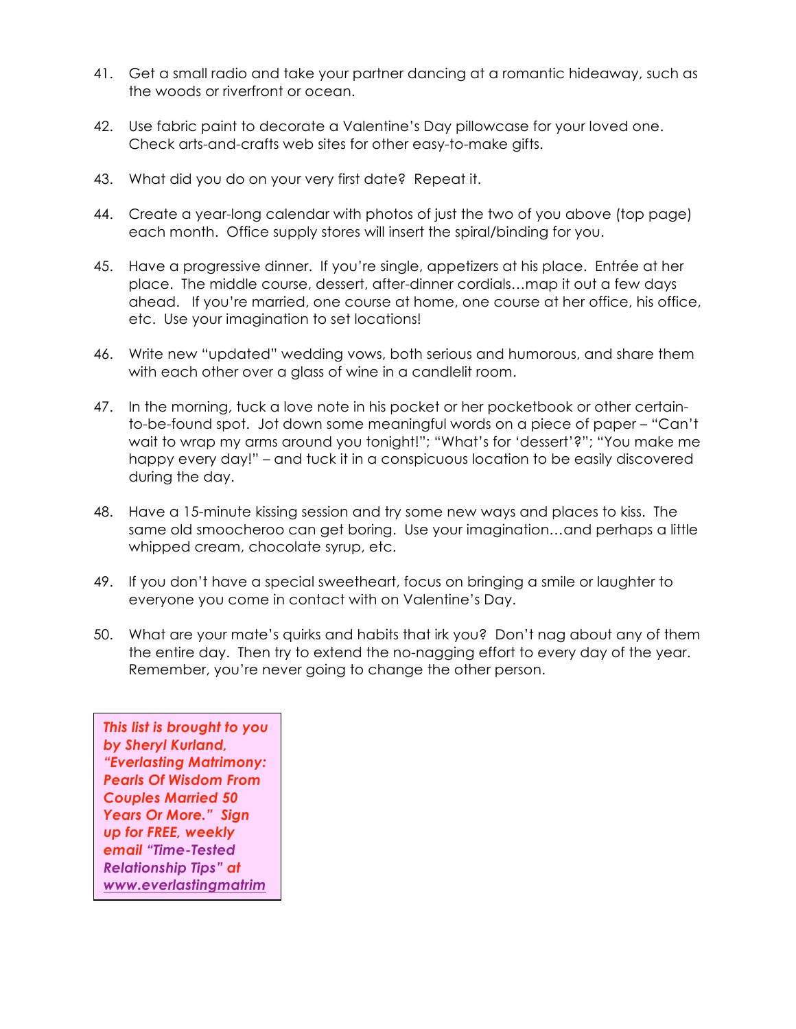41. Get a small radio and take your partner dancing at a romantic hideaway, such as the woods or riverfront or ocean.

42. Use fabric paint to decorate a Valentine's Day pillowcase for your loved one. Check arts-and-crafts web sites for other easy-to-make gifts.

43. What did you do on your very first date? Repeat it.

44. Create a year-long calendar with photos of just the two of you above (top page) each month. Office supply stores will insert the spiral/binding for you.

45. Have a progressive dinner. If you're single, appetizers at his place. Entrée at her place. The middle course, dessert, after-dinner cordials…map it out a few days ahead. If you're married, one course at home, one course at her office, his office, etc. Use your imagination to set locations!

46. Write new "updated" wedding vows, both serious and humorous, and share them with each other over a glass of wine in a candlelit room.

47. In the morning, tuck a love note in his pocket or her pocketbook or other certain-to-be-found spot. Jot down some meaningful words on a piece of paper – "Can't wait to wrap my arms around you tonight!"; "What's for 'dessert'?"; "You make me happy every day!" – and tuck it in a conspicuous location to be easily discovered during the day.

48. Have a 15-minute kissing session and try some new ways and places to kiss. The same old smoocheroo can get boring. Use your imagination…and perhaps a little whipped cream, chocolate syrup, etc.

49. If you don't have a special sweetheart, focus on bringing a smile or laughter to everyone you come in contact with on Valentine's Day.

50. What are your mate's quirks and habits that irk you? Don't nag about any of them the entire day. Then try to extend the no-nagging effort to every day of the year. Remember, you're never going to change the other person.

***This list is brought to you by Sheryl Kurland, "Everlasting Matrimony: Pearls Of Wisdom From Couples Married 50 Years Or More." Sign up for FREE, weekly email "Time-Tested Relationship Tips" at www.everlastingmatrim***